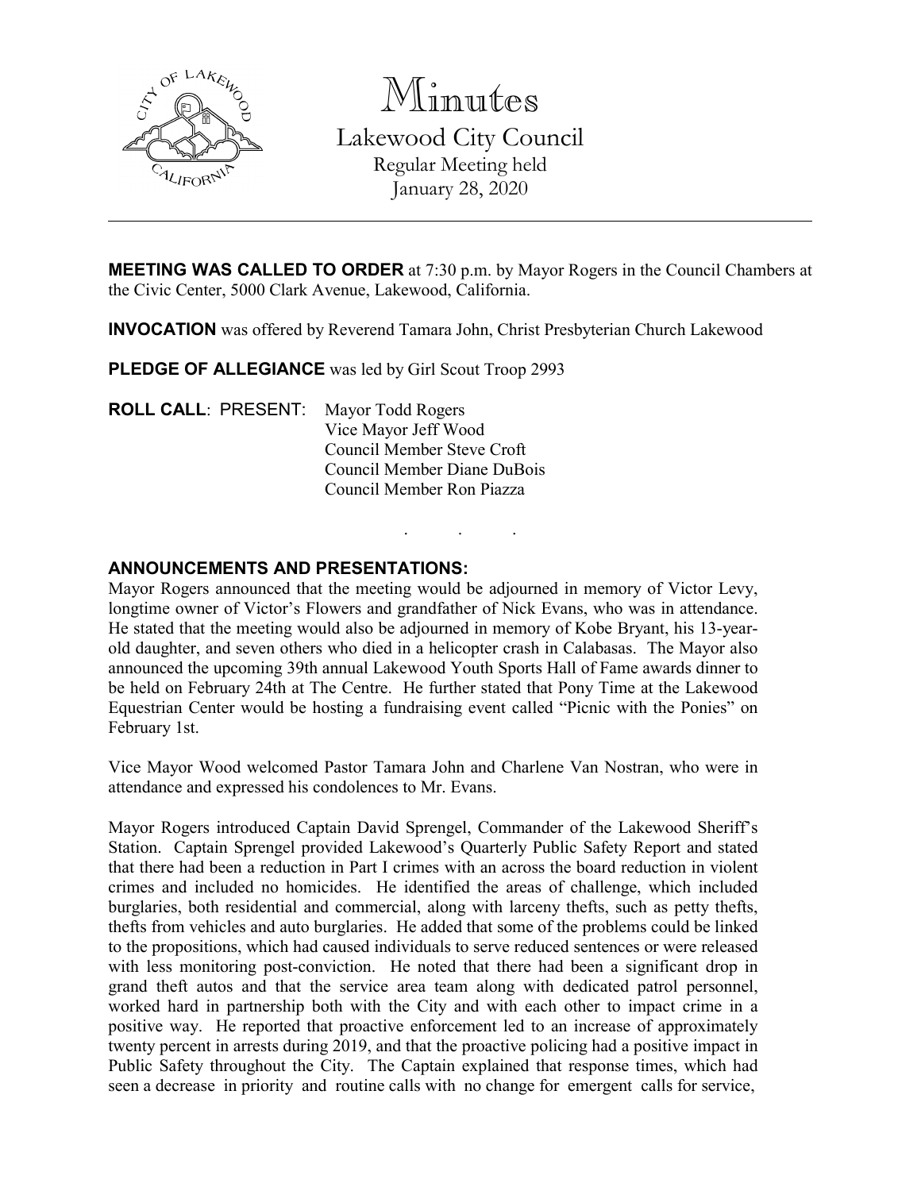# Minutes

Lakewood City Council
Regular Meeting held
January 28, 2020

---

**MEETING WAS CALLED TO ORDER** at 7:30 p.m. by Mayor Rogers in the Council Chambers at the Civic Center, 5000 Clark Avenue, Lakewood, California.

**INVOCATION** was offered by Reverend Tamara John, Christ Presbyterian Church Lakewood

**PLEDGE OF ALLEGIANCE** was led by Girl Scout Troop 2993

**ROLL CALL**: PRESENT: Mayor Todd Rogers
Vice Mayor Jeff Wood
Council Member Steve Croft
Council Member Diane DuBois
Council Member Ron Piazza

. . .

**ANNOUNCEMENTS AND PRESENTATIONS:**

Mayor Rogers announced that the meeting would be adjourned in memory of Victor Levy, longtime owner of Victor's Flowers and grandfather of Nick Evans, who was in attendance. He stated that the meeting would also be adjourned in memory of Kobe Bryant, his 13-year-old daughter, and seven others who died in a helicopter crash in Calabasas. The Mayor also announced the upcoming 39th annual Lakewood Youth Sports Hall of Fame awards dinner to be held on February 24th at The Centre. He further stated that Pony Time at the Lakewood Equestrian Center would be hosting a fundraising event called "Picnic with the Ponies" on February 1st.

Vice Mayor Wood welcomed Pastor Tamara John and Charlene Van Nostran, who were in attendance and expressed his condolences to Mr. Evans.

Mayor Rogers introduced Captain David Sprengel, Commander of the Lakewood Sheriff's Station. Captain Sprengel provided Lakewood's Quarterly Public Safety Report and stated that there had been a reduction in Part I crimes with an across the board reduction in violent crimes and included no homicides. He identified the areas of challenge, which included burglaries, both residential and commercial, along with larceny thefts, such as petty thefts, thefts from vehicles and auto burglaries. He added that some of the problems could be linked to the propositions, which had caused individuals to serve reduced sentences or were released with less monitoring post-conviction. He noted that there had been a significant drop in grand theft autos and that the service area team along with dedicated patrol personnel, worked hard in partnership both with the City and with each other to impact crime in a positive way. He reported that proactive enforcement led to an increase of approximately twenty percent in arrests during 2019, and that the proactive policing had a positive impact in Public Safety throughout the City. The Captain explained that response times, which had seen a decrease in priority and routine calls with no change for emergent calls for service,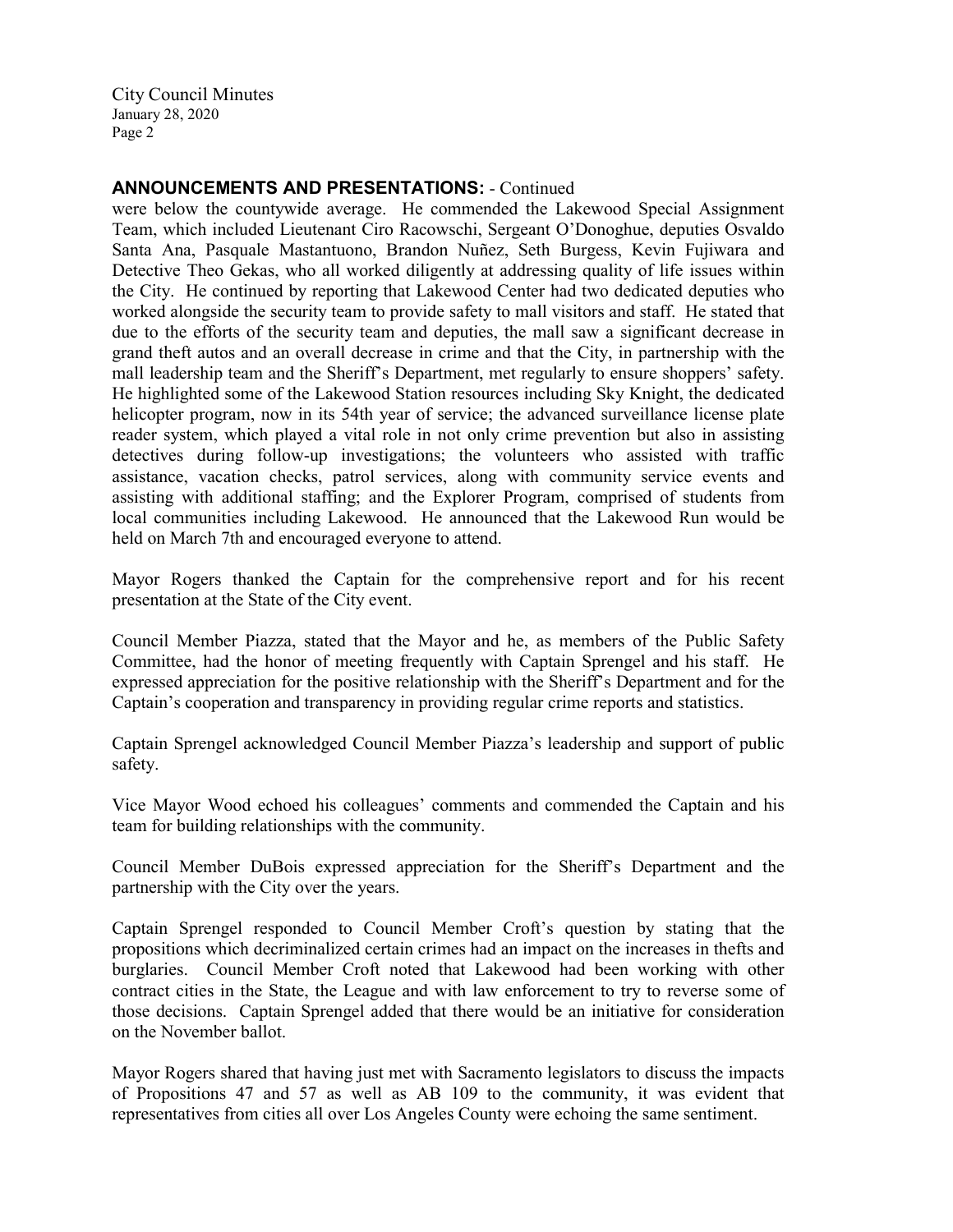## ANNOUNCEMENTS AND PRESENTATIONS: - Continued

were below the countywide average. He commended the Lakewood Special Assignment Team, which included Lieutenant Ciro Racowschi, Sergeant O'Donoghue, deputies Osvaldo Santa Ana, Pasquale Mastantuono, Brandon Nuñez, Seth Burgess, Kevin Fujiwara and Detective Theo Gekas, who all worked diligently at addressing quality of life issues within the City. He continued by reporting that Lakewood Center had two dedicated deputies who worked alongside the security team to provide safety to mall visitors and staff. He stated that due to the efforts of the security team and deputies, the mall saw a significant decrease in grand theft autos and an overall decrease in crime and that the City, in partnership with the mall leadership team and the Sheriff's Department, met regularly to ensure shoppers' safety. He highlighted some of the Lakewood Station resources including Sky Knight, the dedicated helicopter program, now in its 54th year of service; the advanced surveillance license plate reader system, which played a vital role in not only crime prevention but also in assisting detectives during follow-up investigations; the volunteers who assisted with traffic assistance, vacation checks, patrol services, along with community service events and assisting with additional staffing; and the Explorer Program, comprised of students from local communities including Lakewood. He announced that the Lakewood Run would be held on March 7th and encouraged everyone to attend.

Mayor Rogers thanked the Captain for the comprehensive report and for his recent presentation at the State of the City event.

Council Member Piazza, stated that the Mayor and he, as members of the Public Safety Committee, had the honor of meeting frequently with Captain Sprengel and his staff. He expressed appreciation for the positive relationship with the Sheriff's Department and for the Captain's cooperation and transparency in providing regular crime reports and statistics.

Captain Sprengel acknowledged Council Member Piazza's leadership and support of public safety.

Vice Mayor Wood echoed his colleagues' comments and commended the Captain and his team for building relationships with the community.

Council Member DuBois expressed appreciation for the Sheriff's Department and the partnership with the City over the years.

Captain Sprengel responded to Council Member Croft's question by stating that the propositions which decriminalized certain crimes had an impact on the increases in thefts and burglaries. Council Member Croft noted that Lakewood had been working with other contract cities in the State, the League and with law enforcement to try to reverse some of those decisions. Captain Sprengel added that there would be an initiative for consideration on the November ballot.

Mayor Rogers shared that having just met with Sacramento legislators to discuss the impacts of Propositions 47 and 57 as well as AB 109 to the community, it was evident that representatives from cities all over Los Angeles County were echoing the same sentiment.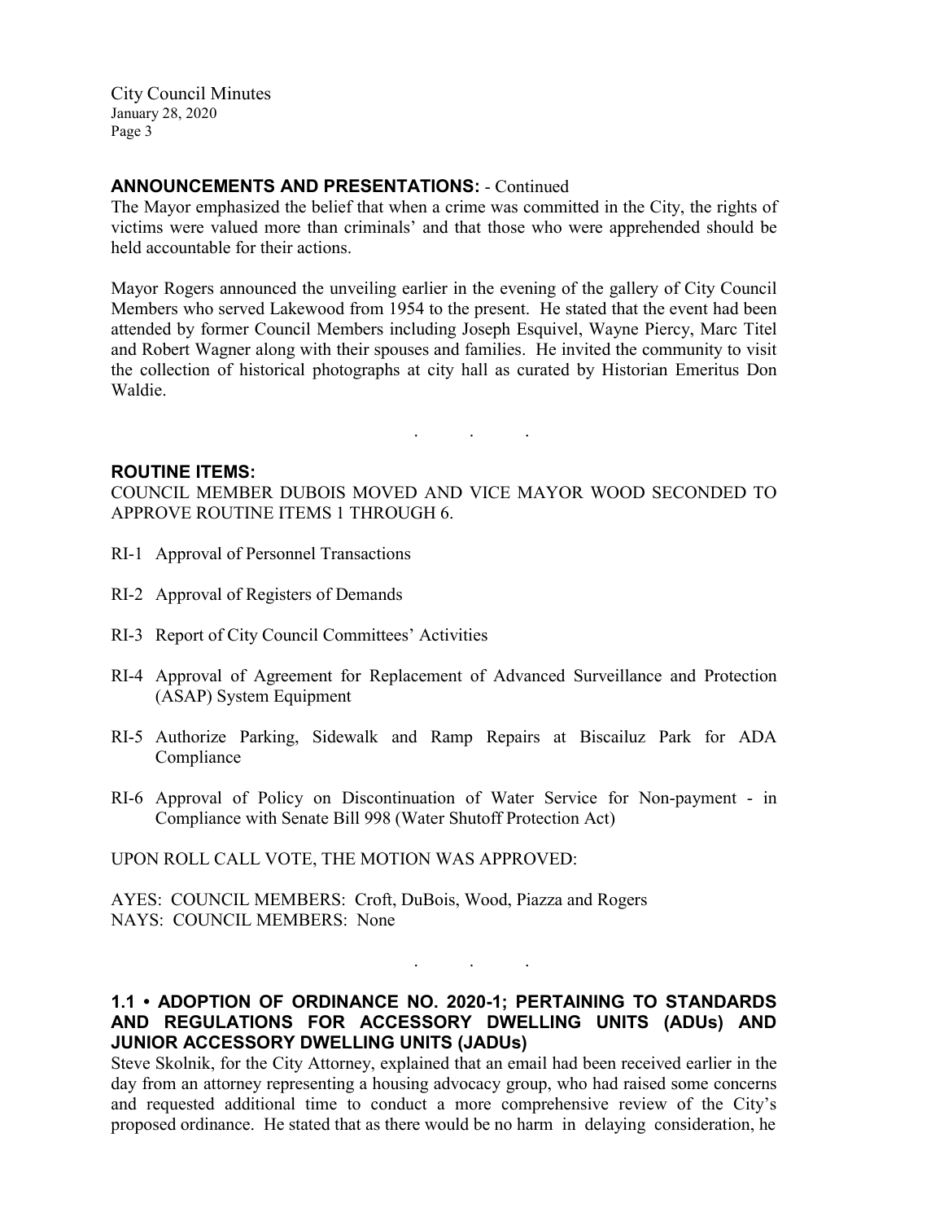**ANNOUNCEMENTS AND PRESENTATIONS:** - Continued

The Mayor emphasized the belief that when a crime was committed in the City, the rights of victims were valued more than criminals' and that those who were apprehended should be held accountable for their actions.

Mayor Rogers announced the unveiling earlier in the evening of the gallery of City Council Members who served Lakewood from 1954 to the present. He stated that the event had been attended by former Council Members including Joseph Esquivel, Wayne Piercy, Marc Titel and Robert Wagner along with their spouses and families. He invited the community to visit the collection of historical photographs at city hall as curated by Historian Emeritus Don Waldie.

. . .

**ROUTINE ITEMS:**

COUNCIL MEMBER DUBOIS MOVED AND VICE MAYOR WOOD SECONDED TO APPROVE ROUTINE ITEMS 1 THROUGH 6.

RI-1 Approval of Personnel Transactions

RI-2 Approval of Registers of Demands

RI-3 Report of City Council Committees' Activities

RI-4 Approval of Agreement for Replacement of Advanced Surveillance and Protection (ASAP) System Equipment

RI-5 Authorize Parking, Sidewalk and Ramp Repairs at Biscailuz Park for ADA Compliance

RI-6 Approval of Policy on Discontinuation of Water Service for Non-payment - in Compliance with Senate Bill 998 (Water Shutoff Protection Act)

UPON ROLL CALL VOTE, THE MOTION WAS APPROVED:

AYES: COUNCIL MEMBERS: Croft, DuBois, Wood, Piazza and Rogers
NAYS: COUNCIL MEMBERS: None

. . .

**1.1 • ADOPTION OF ORDINANCE NO. 2020-1; PERTAINING TO STANDARDS AND REGULATIONS FOR ACCESSORY DWELLING UNITS (ADUs) AND JUNIOR ACCESSORY DWELLING UNITS (JADUs)**

Steve Skolnik, for the City Attorney, explained that an email had been received earlier in the day from an attorney representing a housing advocacy group, who had raised some concerns and requested additional time to conduct a more comprehensive review of the City's proposed ordinance. He stated that as there would be no harm in delaying consideration, he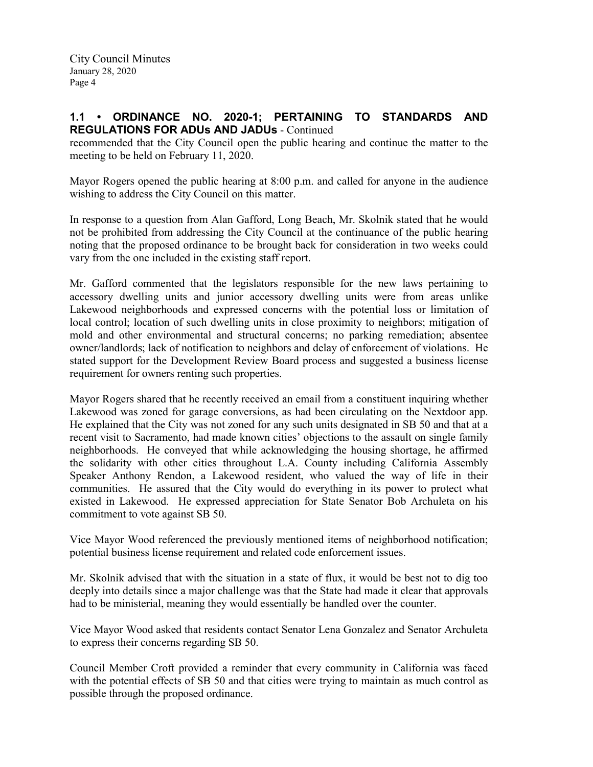## 1.1 • ORDINANCE NO. 2020-1; PERTAINING TO STANDARDS AND REGULATIONS FOR ADUs AND JADUs - Continued

recommended that the City Council open the public hearing and continue the matter to the meeting to be held on February 11, 2020.

Mayor Rogers opened the public hearing at 8:00 p.m. and called for anyone in the audience wishing to address the City Council on this matter.

In response to a question from Alan Gafford, Long Beach, Mr. Skolnik stated that he would not be prohibited from addressing the City Council at the continuance of the public hearing noting that the proposed ordinance to be brought back for consideration in two weeks could vary from the one included in the existing staff report.

Mr. Gafford commented that the legislators responsible for the new laws pertaining to accessory dwelling units and junior accessory dwelling units were from areas unlike Lakewood neighborhoods and expressed concerns with the potential loss or limitation of local control; location of such dwelling units in close proximity to neighbors; mitigation of mold and other environmental and structural concerns; no parking remediation; absentee owner/landlords; lack of notification to neighbors and delay of enforcement of violations. He stated support for the Development Review Board process and suggested a business license requirement for owners renting such properties.

Mayor Rogers shared that he recently received an email from a constituent inquiring whether Lakewood was zoned for garage conversions, as had been circulating on the Nextdoor app. He explained that the City was not zoned for any such units designated in SB 50 and that at a recent visit to Sacramento, had made known cities' objections to the assault on single family neighborhoods. He conveyed that while acknowledging the housing shortage, he affirmed the solidarity with other cities throughout L.A. County including California Assembly Speaker Anthony Rendon, a Lakewood resident, who valued the way of life in their communities. He assured that the City would do everything in its power to protect what existed in Lakewood. He expressed appreciation for State Senator Bob Archuleta on his commitment to vote against SB 50.

Vice Mayor Wood referenced the previously mentioned items of neighborhood notification; potential business license requirement and related code enforcement issues.

Mr. Skolnik advised that with the situation in a state of flux, it would be best not to dig too deeply into details since a major challenge was that the State had made it clear that approvals had to be ministerial, meaning they would essentially be handled over the counter.

Vice Mayor Wood asked that residents contact Senator Lena Gonzalez and Senator Archuleta to express their concerns regarding SB 50.

Council Member Croft provided a reminder that every community in California was faced with the potential effects of SB 50 and that cities were trying to maintain as much control as possible through the proposed ordinance.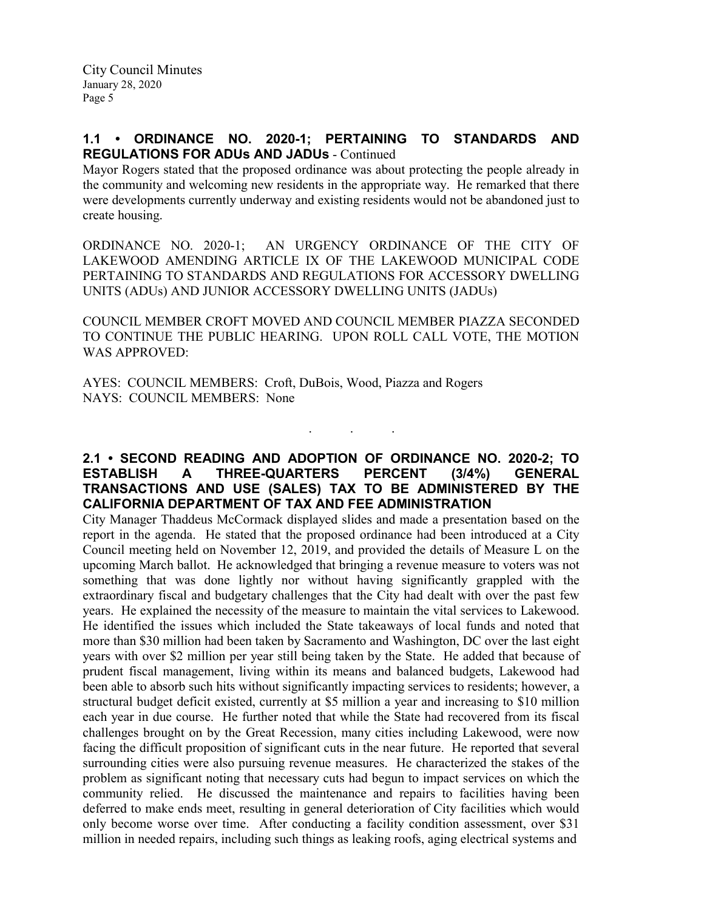## 1.1 • ORDINANCE NO. 2020-1; PERTAINING TO STANDARDS AND REGULATIONS FOR ADUs AND JADUs - Continued

Mayor Rogers stated that the proposed ordinance was about protecting the people already in the community and welcoming new residents in the appropriate way. He remarked that there were developments currently underway and existing residents would not be abandoned just to create housing.

ORDINANCE NO. 2020-1; AN URGENCY ORDINANCE OF THE CITY OF LAKEWOOD AMENDING ARTICLE IX OF THE LAKEWOOD MUNICIPAL CODE PERTAINING TO STANDARDS AND REGULATIONS FOR ACCESSORY DWELLING UNITS (ADUs) AND JUNIOR ACCESSORY DWELLING UNITS (JADUs)

COUNCIL MEMBER CROFT MOVED AND COUNCIL MEMBER PIAZZA SECONDED TO CONTINUE THE PUBLIC HEARING. UPON ROLL CALL VOTE, THE MOTION WAS APPROVED:

AYES: COUNCIL MEMBERS: Croft, DuBois, Wood, Piazza and Rogers
NAYS: COUNCIL MEMBERS: None

. . .

## 2.1 • SECOND READING AND ADOPTION OF ORDINANCE NO. 2020-2; TO ESTABLISH A THREE-QUARTERS PERCENT (3/4%) GENERAL TRANSACTIONS AND USE (SALES) TAX TO BE ADMINISTERED BY THE CALIFORNIA DEPARTMENT OF TAX AND FEE ADMINISTRATION

City Manager Thaddeus McCormack displayed slides and made a presentation based on the report in the agenda. He stated that the proposed ordinance had been introduced at a City Council meeting held on November 12, 2019, and provided the details of Measure L on the upcoming March ballot. He acknowledged that bringing a revenue measure to voters was not something that was done lightly nor without having significantly grappled with the extraordinary fiscal and budgetary challenges that the City had dealt with over the past few years. He explained the necessity of the measure to maintain the vital services to Lakewood. He identified the issues which included the State takeaways of local funds and noted that more than $30 million had been taken by Sacramento and Washington, DC over the last eight years with over $2 million per year still being taken by the State. He added that because of prudent fiscal management, living within its means and balanced budgets, Lakewood had been able to absorb such hits without significantly impacting services to residents; however, a structural budget deficit existed, currently at $5 million a year and increasing to $10 million each year in due course. He further noted that while the State had recovered from its fiscal challenges brought on by the Great Recession, many cities including Lakewood, were now facing the difficult proposition of significant cuts in the near future. He reported that several surrounding cities were also pursuing revenue measures. He characterized the stakes of the problem as significant noting that necessary cuts had begun to impact services on which the community relied. He discussed the maintenance and repairs to facilities having been deferred to make ends meet, resulting in general deterioration of City facilities which would only become worse over time. After conducting a facility condition assessment, over $31 million in needed repairs, including such things as leaking roofs, aging electrical systems and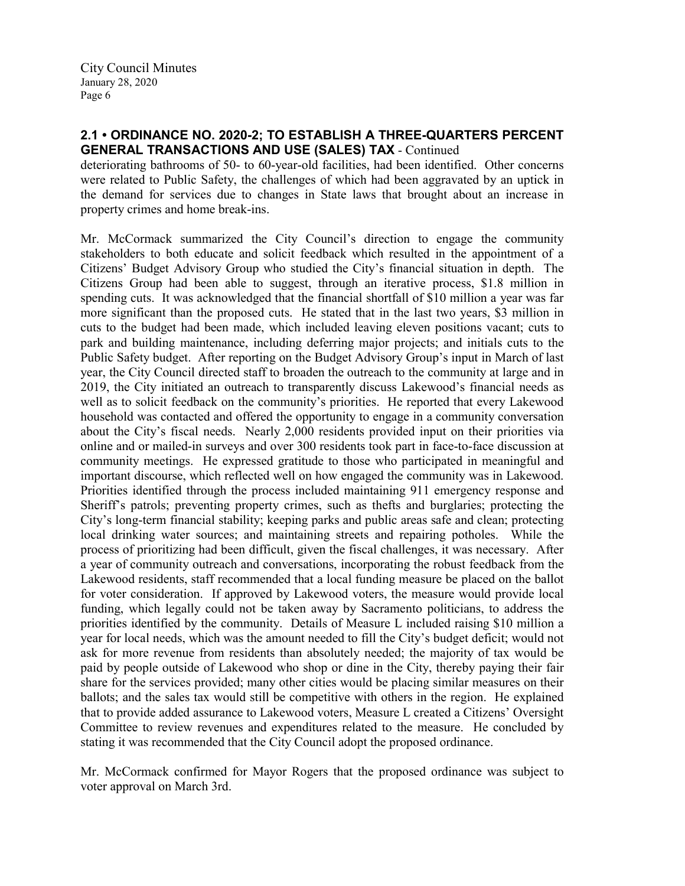## 2.1 • ORDINANCE NO. 2020-2; TO ESTABLISH A THREE-QUARTERS PERCENT GENERAL TRANSACTIONS AND USE (SALES) TAX - Continued

deteriorating bathrooms of 50- to 60-year-old facilities, had been identified. Other concerns were related to Public Safety, the challenges of which had been aggravated by an uptick in the demand for services due to changes in State laws that brought about an increase in property crimes and home break-ins.

Mr. McCormack summarized the City Council's direction to engage the community stakeholders to both educate and solicit feedback which resulted in the appointment of a Citizens' Budget Advisory Group who studied the City's financial situation in depth. The Citizens Group had been able to suggest, through an iterative process, $1.8 million in spending cuts. It was acknowledged that the financial shortfall of $10 million a year was far more significant than the proposed cuts. He stated that in the last two years, $3 million in cuts to the budget had been made, which included leaving eleven positions vacant; cuts to park and building maintenance, including deferring major projects; and initials cuts to the Public Safety budget. After reporting on the Budget Advisory Group's input in March of last year, the City Council directed staff to broaden the outreach to the community at large and in 2019, the City initiated an outreach to transparently discuss Lakewood's financial needs as well as to solicit feedback on the community's priorities. He reported that every Lakewood household was contacted and offered the opportunity to engage in a community conversation about the City's fiscal needs. Nearly 2,000 residents provided input on their priorities via online and or mailed-in surveys and over 300 residents took part in face-to-face discussion at community meetings. He expressed gratitude to those who participated in meaningful and important discourse, which reflected well on how engaged the community was in Lakewood. Priorities identified through the process included maintaining 911 emergency response and Sheriff's patrols; preventing property crimes, such as thefts and burglaries; protecting the City's long-term financial stability; keeping parks and public areas safe and clean; protecting local drinking water sources; and maintaining streets and repairing potholes. While the process of prioritizing had been difficult, given the fiscal challenges, it was necessary. After a year of community outreach and conversations, incorporating the robust feedback from the Lakewood residents, staff recommended that a local funding measure be placed on the ballot for voter consideration. If approved by Lakewood voters, the measure would provide local funding, which legally could not be taken away by Sacramento politicians, to address the priorities identified by the community. Details of Measure L included raising $10 million a year for local needs, which was the amount needed to fill the City's budget deficit; would not ask for more revenue from residents than absolutely needed; the majority of tax would be paid by people outside of Lakewood who shop or dine in the City, thereby paying their fair share for the services provided; many other cities would be placing similar measures on their ballots; and the sales tax would still be competitive with others in the region. He explained that to provide added assurance to Lakewood voters, Measure L created a Citizens' Oversight Committee to review revenues and expenditures related to the measure. He concluded by stating it was recommended that the City Council adopt the proposed ordinance.

Mr. McCormack confirmed for Mayor Rogers that the proposed ordinance was subject to voter approval on March 3rd.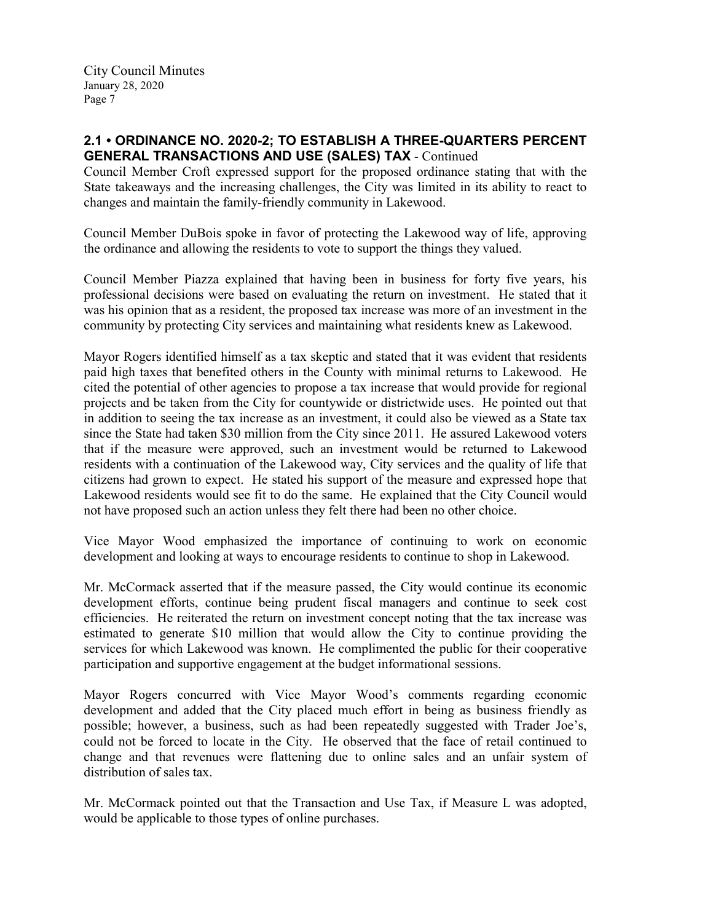## 2.1 • ORDINANCE NO. 2020-2; TO ESTABLISH A THREE-QUARTERS PERCENT GENERAL TRANSACTIONS AND USE (SALES) TAX - Continued

Council Member Croft expressed support for the proposed ordinance stating that with the State takeaways and the increasing challenges, the City was limited in its ability to react to changes and maintain the family-friendly community in Lakewood.

Council Member DuBois spoke in favor of protecting the Lakewood way of life, approving the ordinance and allowing the residents to vote to support the things they valued.

Council Member Piazza explained that having been in business for forty five years, his professional decisions were based on evaluating the return on investment. He stated that it was his opinion that as a resident, the proposed tax increase was more of an investment in the community by protecting City services and maintaining what residents knew as Lakewood.

Mayor Rogers identified himself as a tax skeptic and stated that it was evident that residents paid high taxes that benefited others in the County with minimal returns to Lakewood. He cited the potential of other agencies to propose a tax increase that would provide for regional projects and be taken from the City for countywide or districtwide uses. He pointed out that in addition to seeing the tax increase as an investment, it could also be viewed as a State tax since the State had taken $30 million from the City since 2011. He assured Lakewood voters that if the measure were approved, such an investment would be returned to Lakewood residents with a continuation of the Lakewood way, City services and the quality of life that citizens had grown to expect. He stated his support of the measure and expressed hope that Lakewood residents would see fit to do the same. He explained that the City Council would not have proposed such an action unless they felt there had been no other choice.

Vice Mayor Wood emphasized the importance of continuing to work on economic development and looking at ways to encourage residents to continue to shop in Lakewood.

Mr. McCormack asserted that if the measure passed, the City would continue its economic development efforts, continue being prudent fiscal managers and continue to seek cost efficiencies. He reiterated the return on investment concept noting that the tax increase was estimated to generate $10 million that would allow the City to continue providing the services for which Lakewood was known. He complimented the public for their cooperative participation and supportive engagement at the budget informational sessions.

Mayor Rogers concurred with Vice Mayor Wood's comments regarding economic development and added that the City placed much effort in being as business friendly as possible; however, a business, such as had been repeatedly suggested with Trader Joe's, could not be forced to locate in the City. He observed that the face of retail continued to change and that revenues were flattening due to online sales and an unfair system of distribution of sales tax.

Mr. McCormack pointed out that the Transaction and Use Tax, if Measure L was adopted, would be applicable to those types of online purchases.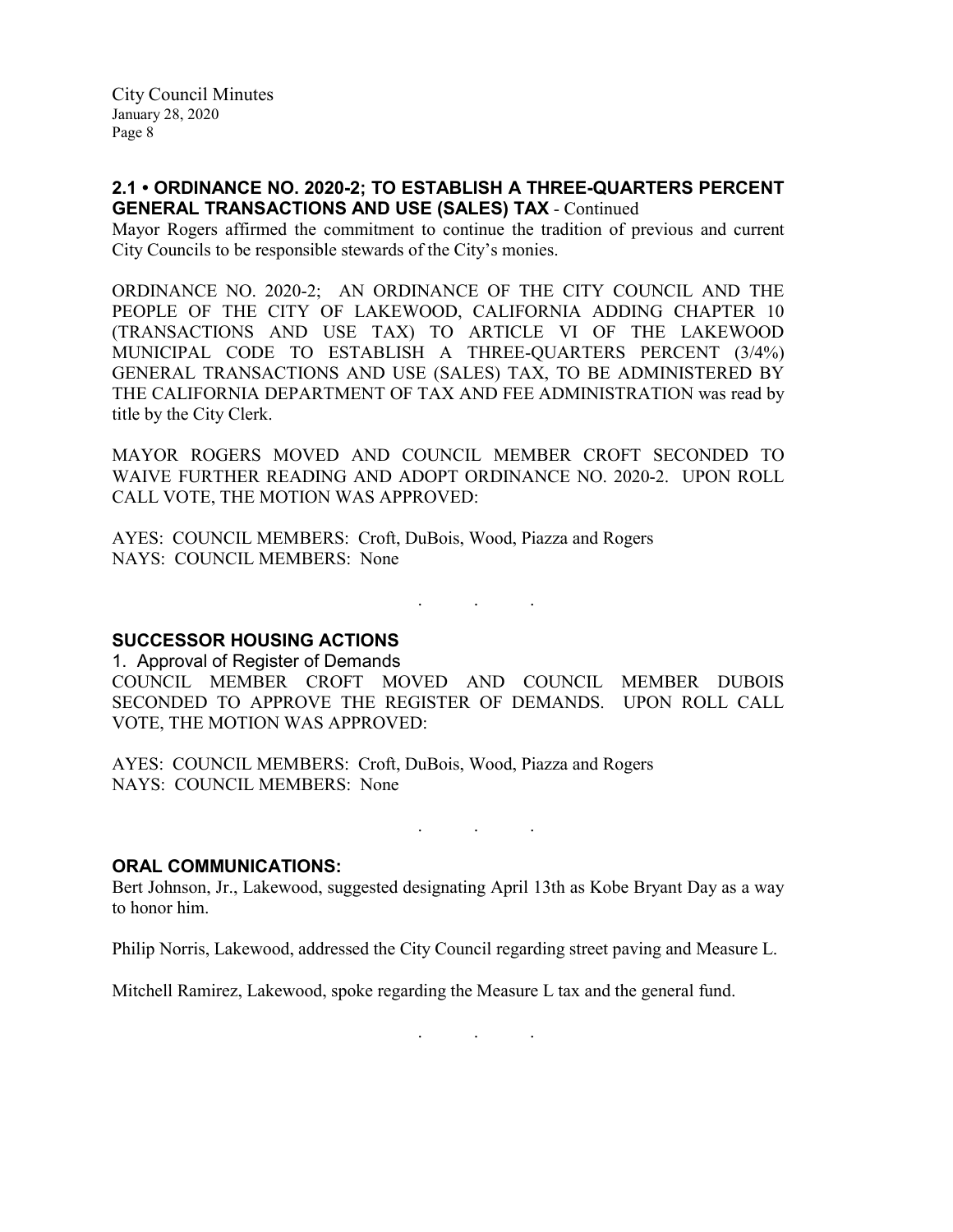## 2.1 • ORDINANCE NO. 2020-2; TO ESTABLISH A THREE-QUARTERS PERCENT GENERAL TRANSACTIONS AND USE (SALES) TAX - Continued

Mayor Rogers affirmed the commitment to continue the tradition of previous and current City Councils to be responsible stewards of the City's monies.

ORDINANCE NO. 2020-2; AN ORDINANCE OF THE CITY COUNCIL AND THE PEOPLE OF THE CITY OF LAKEWOOD, CALIFORNIA ADDING CHAPTER 10 (TRANSACTIONS AND USE TAX) TO ARTICLE VI OF THE LAKEWOOD MUNICIPAL CODE TO ESTABLISH A THREE-QUARTERS PERCENT (3/4%) GENERAL TRANSACTIONS AND USE (SALES) TAX, TO BE ADMINISTERED BY THE CALIFORNIA DEPARTMENT OF TAX AND FEE ADMINISTRATION was read by title by the City Clerk.

MAYOR ROGERS MOVED AND COUNCIL MEMBER CROFT SECONDED TO WAIVE FURTHER READING AND ADOPT ORDINANCE NO. 2020-2. UPON ROLL CALL VOTE, THE MOTION WAS APPROVED:

AYES: COUNCIL MEMBERS: Croft, DuBois, Wood, Piazza and Rogers
NAYS: COUNCIL MEMBERS: None

. . .

## SUCCESSOR HOUSING ACTIONS

1. Approval of Register of Demands

COUNCIL MEMBER CROFT MOVED AND COUNCIL MEMBER DUBOIS SECONDED TO APPROVE THE REGISTER OF DEMANDS. UPON ROLL CALL VOTE, THE MOTION WAS APPROVED:

AYES: COUNCIL MEMBERS: Croft, DuBois, Wood, Piazza and Rogers
NAYS: COUNCIL MEMBERS: None

. . .

## ORAL COMMUNICATIONS:

Bert Johnson, Jr., Lakewood, suggested designating April 13th as Kobe Bryant Day as a way to honor him.

Philip Norris, Lakewood, addressed the City Council regarding street paving and Measure L.

Mitchell Ramirez, Lakewood, spoke regarding the Measure L tax and the general fund.

. . .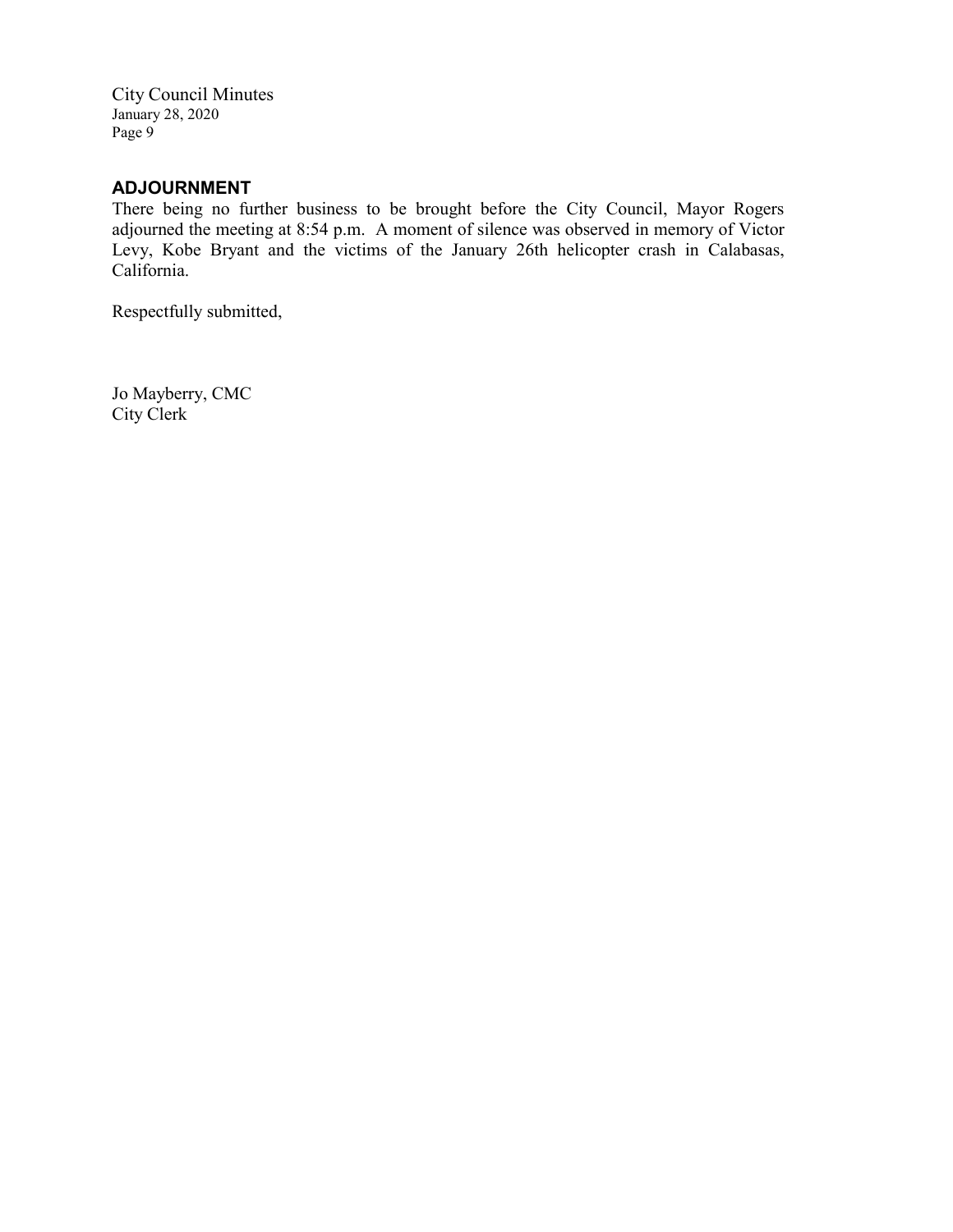## ADJOURNMENT

There being no further business to be brought before the City Council, Mayor Rogers adjourned the meeting at 8:54 p.m. A moment of silence was observed in memory of Victor Levy, Kobe Bryant and the victims of the January 26th helicopter crash in Calabasas, California.

Respectfully submitted,

Jo Mayberry, CMC
City Clerk